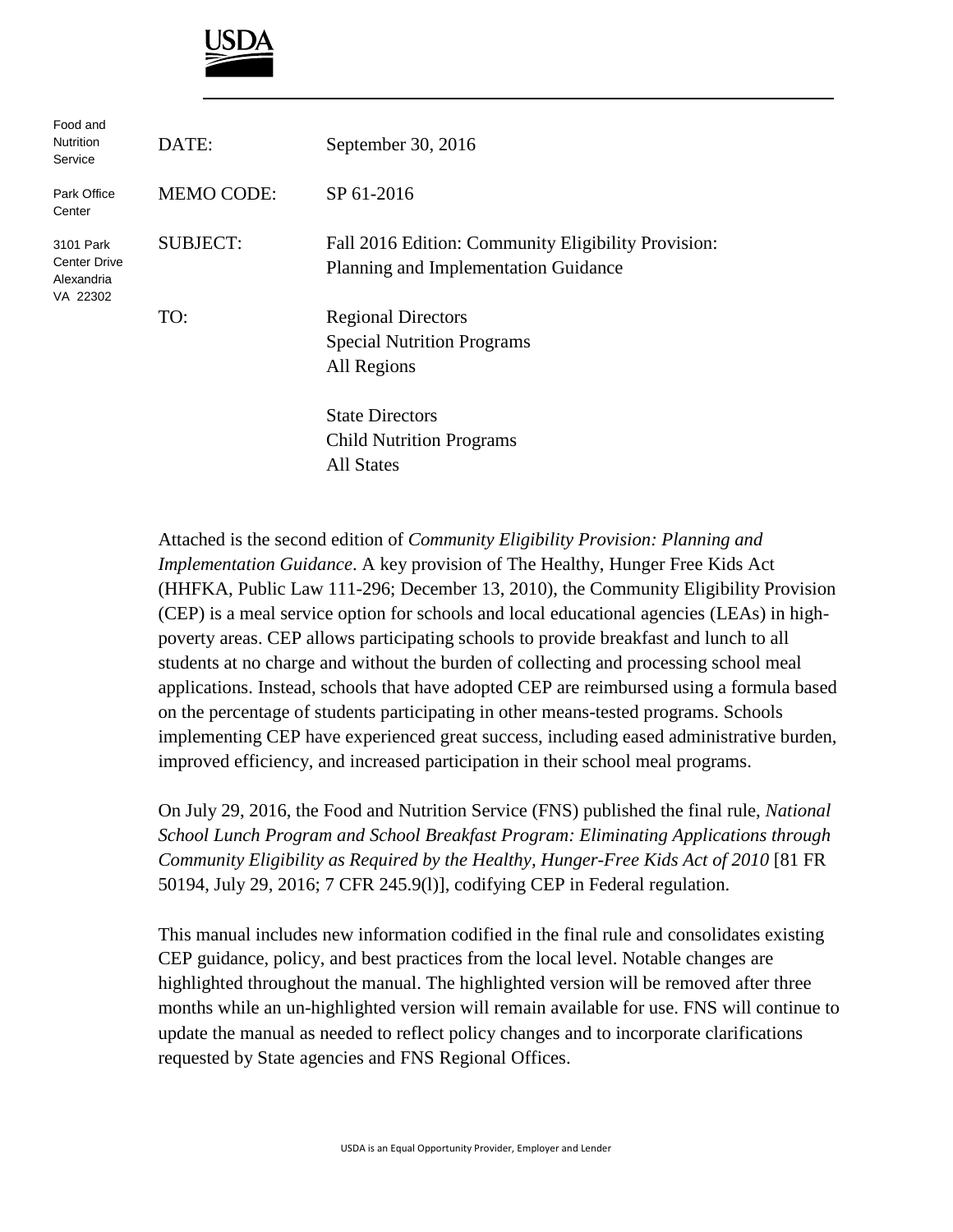USDA

Food and Nutrition Service

Park Office Center

3101 Park Center Drive Alexandria VA 22302

| | |
|---|---|
| DATE: | September 30, 2016 |
| MEMO CODE: | SP 61-2016 |
| SUBJECT: | Fall 2016 Edition: Community Eligibility Provision: Planning and Implementation Guidance |
| TO: | Regional Directors<br>Special Nutrition Programs<br>All Regions<br><br>State Directors<br>Child Nutrition Programs<br>All States |

Attached is the second edition of *Community Eligibility Provision: Planning and Implementation Guidance*. A key provision of The Healthy, Hunger Free Kids Act (HHFKA, Public Law 111-296; December 13, 2010), the Community Eligibility Provision (CEP) is a meal service option for schools and local educational agencies (LEAs) in high-poverty areas. CEP allows participating schools to provide breakfast and lunch to all students at no charge and without the burden of collecting and processing school meal applications. Instead, schools that have adopted CEP are reimbursed using a formula based on the percentage of students participating in other means-tested programs. Schools implementing CEP have experienced great success, including eased administrative burden, improved efficiency, and increased participation in their school meal programs.

On July 29, 2016, the Food and Nutrition Service (FNS) published the final rule, *National School Lunch Program and School Breakfast Program: Eliminating Applications through Community Eligibility as Required by the Healthy, Hunger-Free Kids Act of 2010* [81 FR 50194, July 29, 2016; 7 CFR 245.9(l)], codifying CEP in Federal regulation.

This manual includes new information codified in the final rule and consolidates existing CEP guidance, policy, and best practices from the local level. Notable changes are highlighted throughout the manual. The highlighted version will be removed after three months while an un-highlighted version will remain available for use. FNS will continue to update the manual as needed to reflect policy changes and to incorporate clarifications requested by State agencies and FNS Regional Offices.

USDA is an Equal Opportunity Provider, Employer and Lender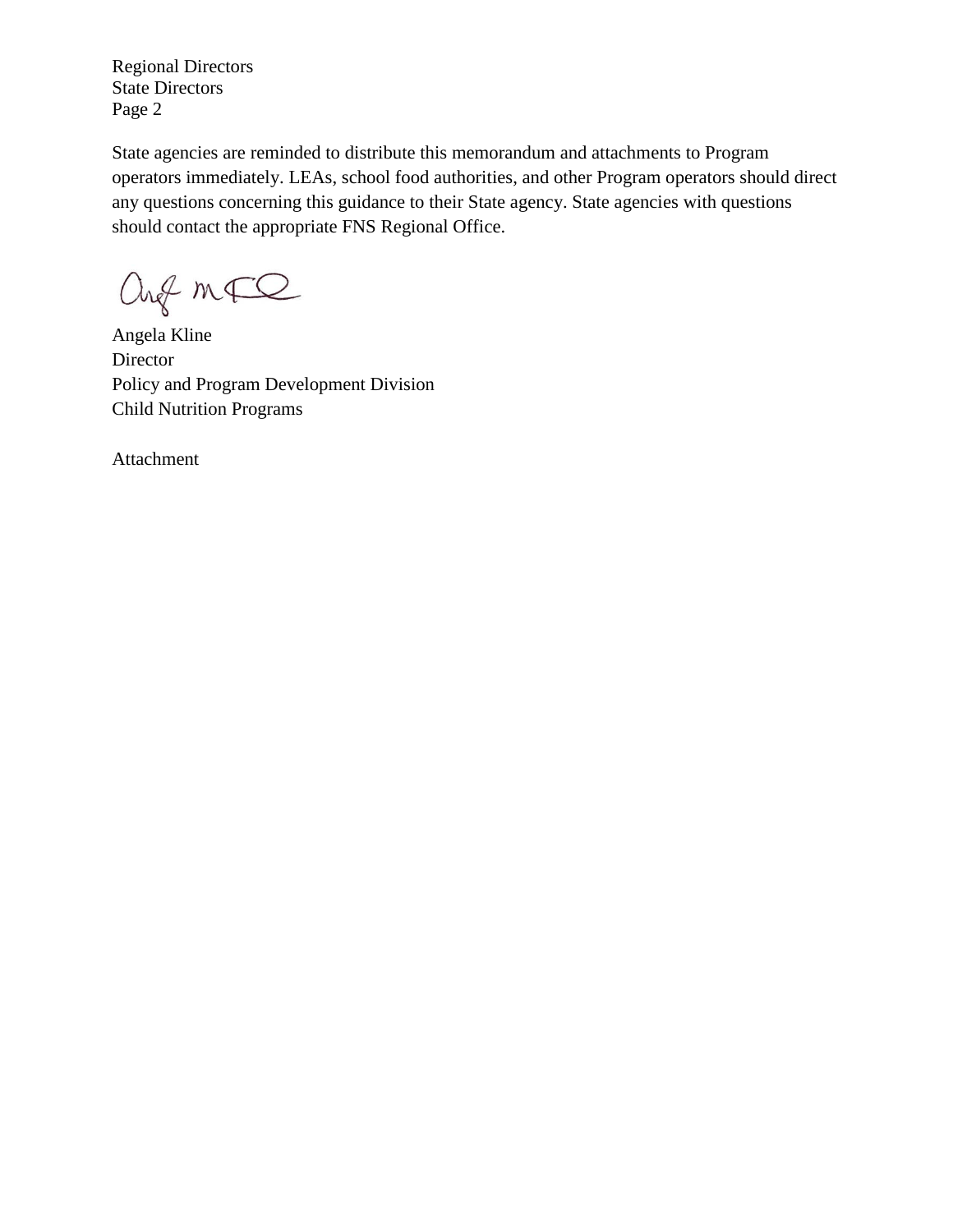State agencies are reminded to distribute this memorandum and attachments to Program operators immediately. LEAs, school food authorities, and other Program operators should direct any questions concerning this guidance to their State agency. State agencies with questions should contact the appropriate FNS Regional Office.

Angela Kline
Director
Policy and Program Development Division
Child Nutrition Programs

Attachment